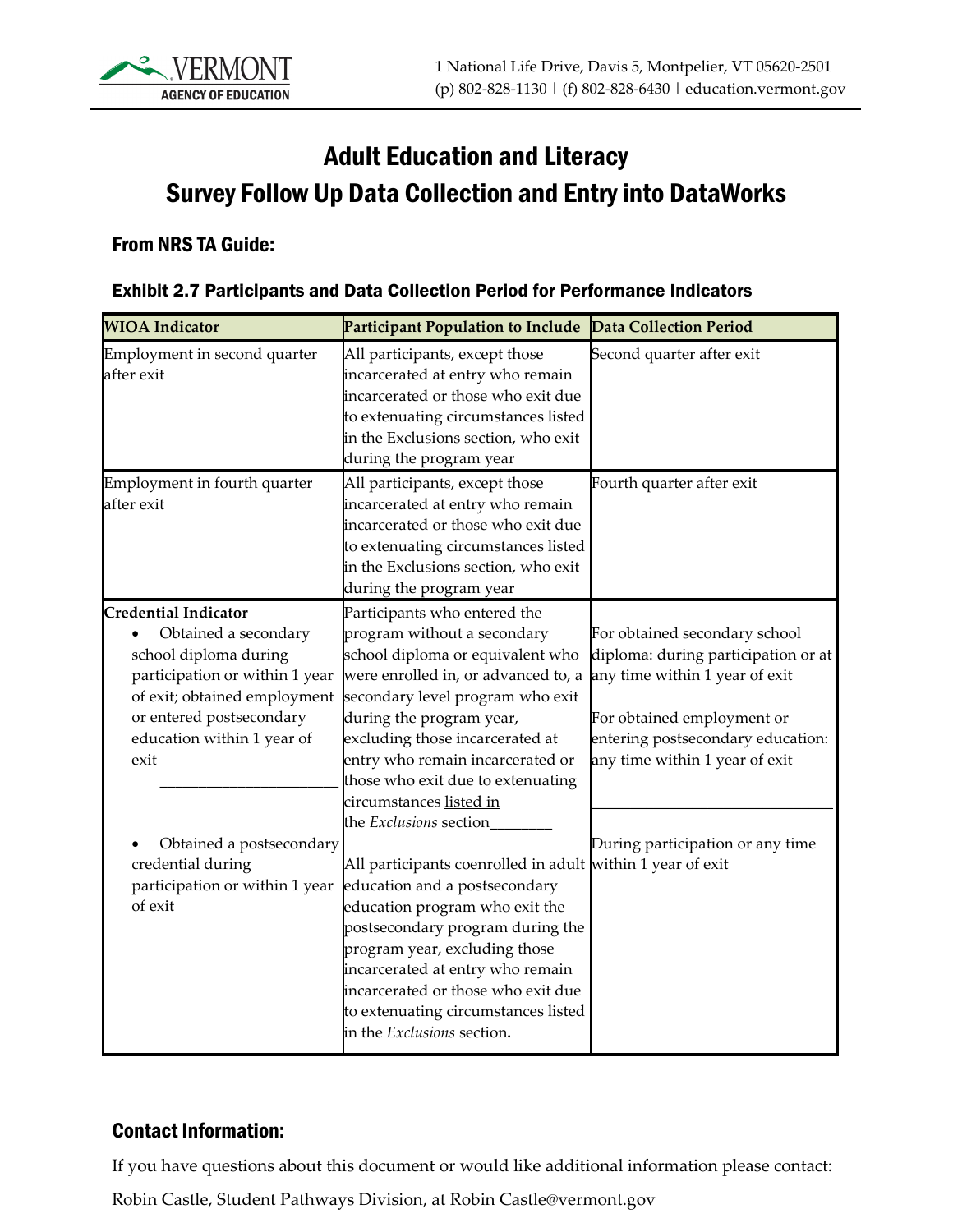# Adult Education and Literacy
# Survey Follow Up Data Collection and Entry into DataWorks

## From NRS TA Guide:

### Exhibit 2.7 Participants and Data Collection Period for Performance Indicators

| WIOA Indicator | Participant Population to Include | Data Collection Period |
|---|---|---|
| Employment in second quarter after exit | All participants, except those incarcerated at entry who remain incarcerated or those who exit due to extenuating circumstances listed in the Exclusions section, who exit during the program year | Second quarter after exit |
| Employment in fourth quarter after exit | All participants, except those incarcerated at entry who remain incarcerated or those who exit due to extenuating circumstances listed in the Exclusions section, who exit during the program year | Fourth quarter after exit |
| **Credential Indicator**<br>• Obtained a secondary school diploma during participation or within 1 year of exit; obtained employment or entered postsecondary education within 1 year of exit | Participants who entered the program without a secondary school diploma or equivalent who were enrolled in, or advanced to, a secondary level program who exit during the program year, excluding those incarcerated at entry who remain incarcerated or those who exit due to extenuating circumstances listed in the *Exclusions* section | For obtained secondary school diploma: during participation or at any time within 1 year of exit<br><br>For obtained employment or entering postsecondary education: any time within 1 year of exit |
| • Obtained a postsecondary credential during participation or within 1 year of exit | All participants coenrolled in adult education and a postsecondary education program who exit the postsecondary program during the program year, excluding those incarcerated at entry who remain incarcerated or those who exit due to extenuating circumstances listed in the *Exclusions* section. | During participation or any time within 1 year of exit |

## Contact Information:

If you have questions about this document or would like additional information please contact:

Robin Castle, Student Pathways Division, at Robin Castle@vermont.gov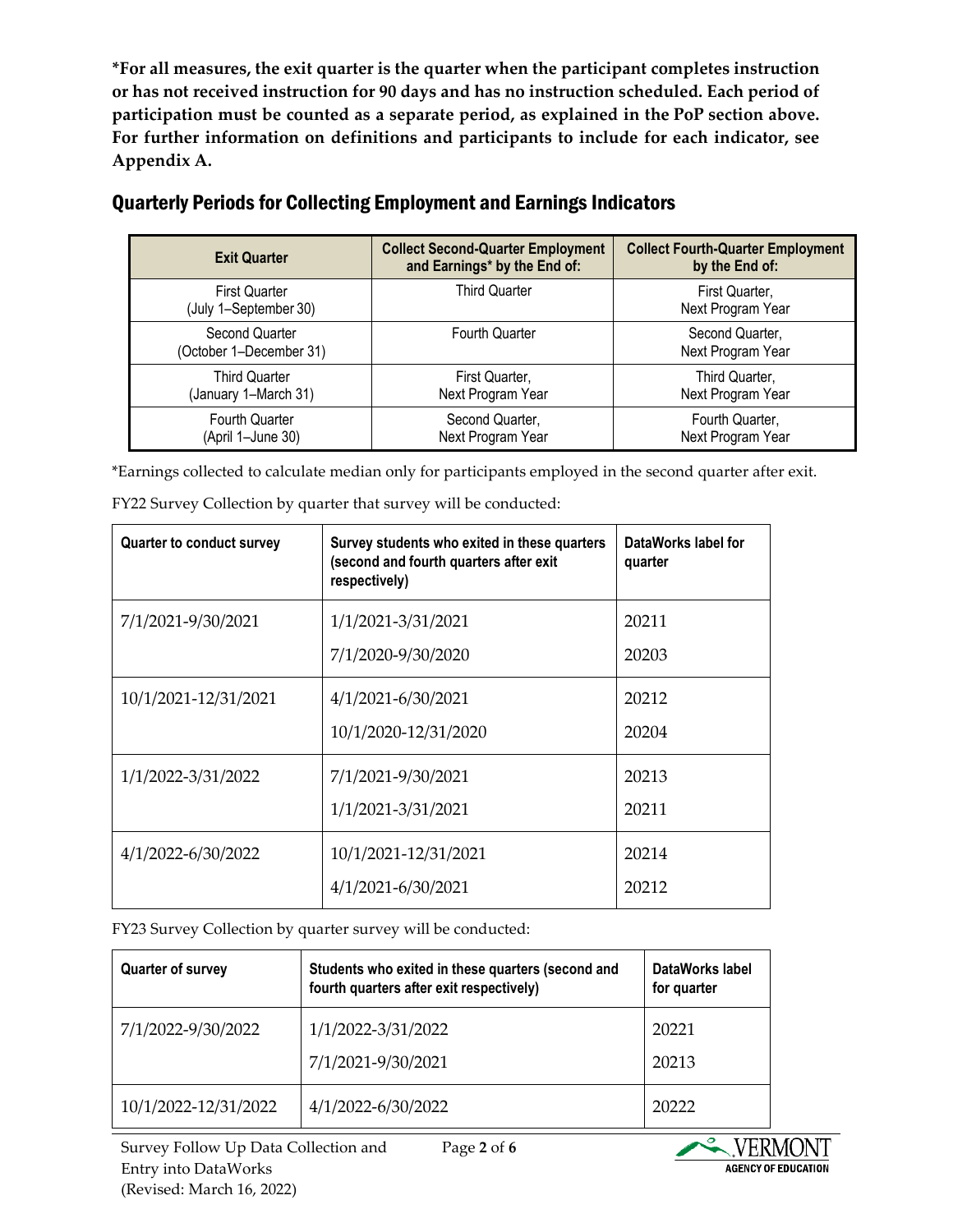**\*For all measures, the exit quarter is the quarter when the participant completes instruction or has not received instruction for 90 days and has no instruction scheduled. Each period of participation must be counted as a separate period, as explained in the PoP section above. For further information on definitions and participants to include for each indicator, see Appendix A.**

## Quarterly Periods for Collecting Employment and Earnings Indicators

| Exit Quarter | Collect Second-Quarter Employment and Earnings* by the End of: | Collect Fourth-Quarter Employment by the End of: |
|---|---|---|
| First Quarter (July 1–September 30) | Third Quarter | First Quarter, Next Program Year |
| Second Quarter (October 1–December 31) | Fourth Quarter | Second Quarter, Next Program Year |
| Third Quarter (January 1–March 31) | First Quarter, Next Program Year | Third Quarter, Next Program Year |
| Fourth Quarter (April 1–June 30) | Second Quarter, Next Program Year | Fourth Quarter, Next Program Year |

*Earnings collected to calculate median only for participants employed in the second quarter after exit.

FY22 Survey Collection by quarter that survey will be conducted:

| Quarter to conduct survey | Survey students who exited in these quarters (second and fourth quarters after exit respectively) | DataWorks label for quarter |
|---|---|---|
| 7/1/2021-9/30/2021 | 1/1/2021-3/31/2021<br>7/1/2020-9/30/2020 | 20211<br>20203 |
| 10/1/2021-12/31/2021 | 4/1/2021-6/30/2021<br>10/1/2020-12/31/2020 | 20212<br>20204 |
| 1/1/2022-3/31/2022 | 7/1/2021-9/30/2021<br>1/1/2021-3/31/2021 | 20213<br>20211 |
| 4/1/2022-6/30/2022 | 10/1/2021-12/31/2021<br>4/1/2021-6/30/2021 | 20214<br>20212 |

FY23 Survey Collection by quarter survey will be conducted:

| Quarter of survey | Students who exited in these quarters (second and fourth quarters after exit respectively) | DataWorks label for quarter |
|---|---|---|
| 7/1/2022-9/30/2022 | 1/1/2022-3/31/2022<br>7/1/2021-9/30/2021 | 20221<br>20213 |
| 10/1/2022-12/31/2022 | 4/1/2022-6/30/2022 | 20222 |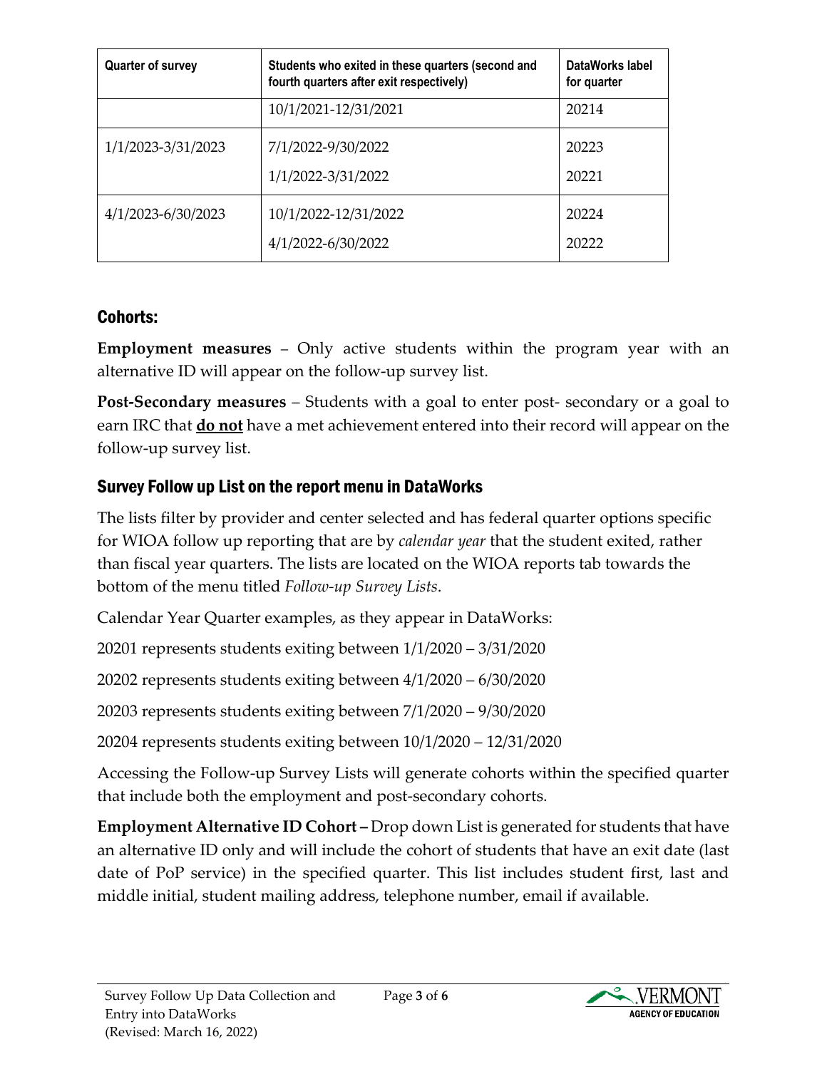| Quarter of survey | Students who exited in these quarters (second and fourth quarters after exit respectively) | DataWorks label for quarter |
|---|---|---|
| | 10/1/2021-12/31/2021 | 20214 |
| 1/1/2023-3/31/2023 | 7/1/2022-9/30/2022<br>1/1/2022-3/31/2022 | 20223<br>20221 |
| 4/1/2023-6/30/2023 | 10/1/2022-12/31/2022<br>4/1/2022-6/30/2022 | 20224<br>20222 |

## Cohorts:

**Employment measures** – Only active students within the program year with an alternative ID will appear on the follow-up survey list.

**Post-Secondary measures** – Students with a goal to enter post- secondary or a goal to earn IRC that **do not** have a met achievement entered into their record will appear on the follow-up survey list.

## Survey Follow up List on the report menu in DataWorks

The lists filter by provider and center selected and has federal quarter options specific for WIOA follow up reporting that are by *calendar year* that the student exited, rather than fiscal year quarters. The lists are located on the WIOA reports tab towards the bottom of the menu titled *Follow-up Survey Lists*.

Calendar Year Quarter examples, as they appear in DataWorks:

20201 represents students exiting between 1/1/2020 – 3/31/2020

20202 represents students exiting between 4/1/2020 – 6/30/2020

20203 represents students exiting between 7/1/2020 – 9/30/2020

20204 represents students exiting between 10/1/2020 – 12/31/2020

Accessing the Follow-up Survey Lists will generate cohorts within the specified quarter that include both the employment and post-secondary cohorts.

**Employment Alternative ID Cohort –** Drop down List is generated for students that have an alternative ID only and will include the cohort of students that have an exit date (last date of PoP service) in the specified quarter. This list includes student first, last and middle initial, student mailing address, telephone number, email if available.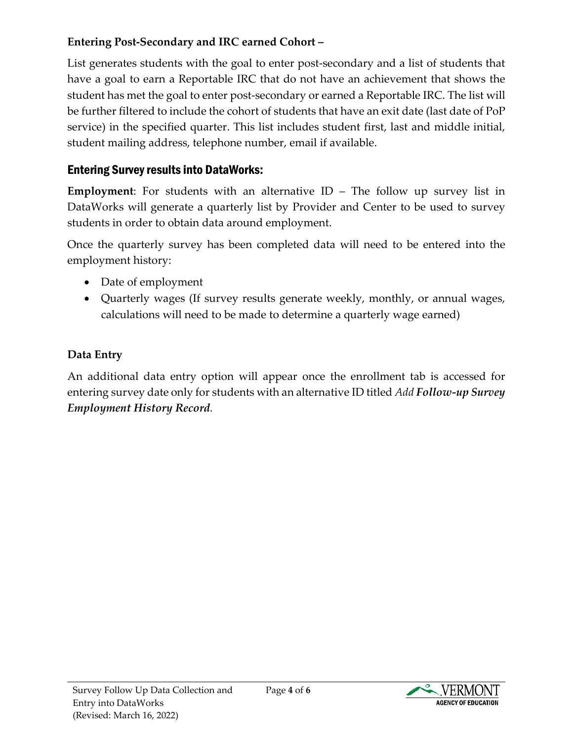**Entering Post-Secondary and IRC earned Cohort –**

List generates students with the goal to enter post-secondary and a list of students that have a goal to earn a Reportable IRC that do not have an achievement that shows the student has met the goal to enter post-secondary or earned a Reportable IRC. The list will be further filtered to include the cohort of students that have an exit date (last date of PoP service) in the specified quarter. This list includes student first, last and middle initial, student mailing address, telephone number, email if available.

## Entering Survey results into DataWorks:

**Employment**: For students with an alternative ID – The follow up survey list in DataWorks will generate a quarterly list by Provider and Center to be used to survey students in order to obtain data around employment.

Once the quarterly survey has been completed data will need to be entered into the employment history:

- Date of employment
- Quarterly wages (If survey results generate weekly, monthly, or annual wages, calculations will need to be made to determine a quarterly wage earned)

**Data Entry**

An additional data entry option will appear once the enrollment tab is accessed for entering survey date only for students with an alternative ID titled *Add **Follow-up Survey Employment History Record**.*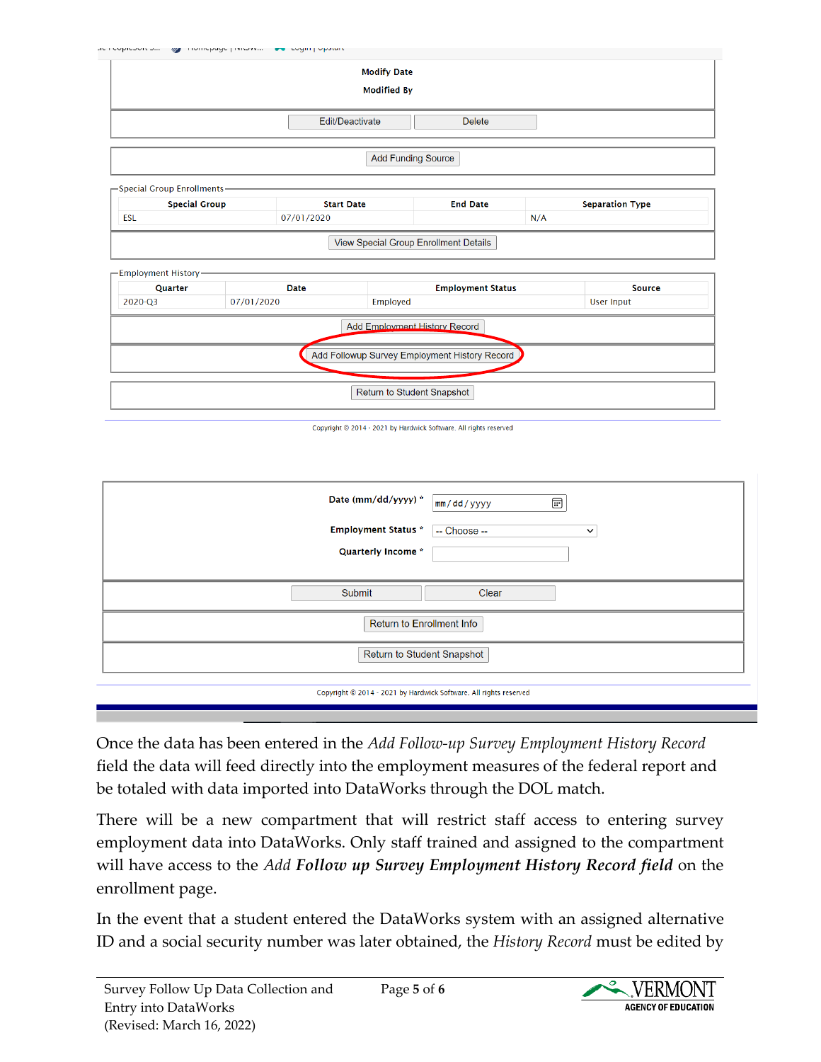Modify Date

Modified By

Edit/Deactivate | Delete

Add Funding Source

Special Group Enrollments

| Special Group | Start Date | End Date | Separation Type |
|---|---|---|---|
| ESL | 07/01/2020 | | N/A |

View Special Group Enrollment Details

Employment History

| Quarter | Date | Employment Status | Source |
|---|---|---|---|
| 2020-Q3 | 07/01/2020 | Employed | User Input |

Add Employment History Record

Add Followup Survey Employment History Record

Return to Student Snapshot

Copyright © 2014 - 2021 by Hardwick Software. All rights reserved

Date (mm/dd/yyyy) * mm/dd/yyyy

Employment Status * -- Choose --

Quarterly Income *

Submit | Clear

Return to Enrollment Info

Return to Student Snapshot

Copyright © 2014 - 2021 by Hardwick Software. All rights reserved

Once the data has been entered in the *Add Follow-up Survey Employment History Record* field the data will feed directly into the employment measures of the federal report and be totaled with data imported into DataWorks through the DOL match.

There will be a new compartment that will restrict staff access to entering survey employment data into DataWorks. Only staff trained and assigned to the compartment will have access to the *Add* ***Follow up Survey Employment History Record field*** on the enrollment page.

In the event that a student entered the DataWorks system with an assigned alternative ID and a social security number was later obtained, the *History Record* must be edited by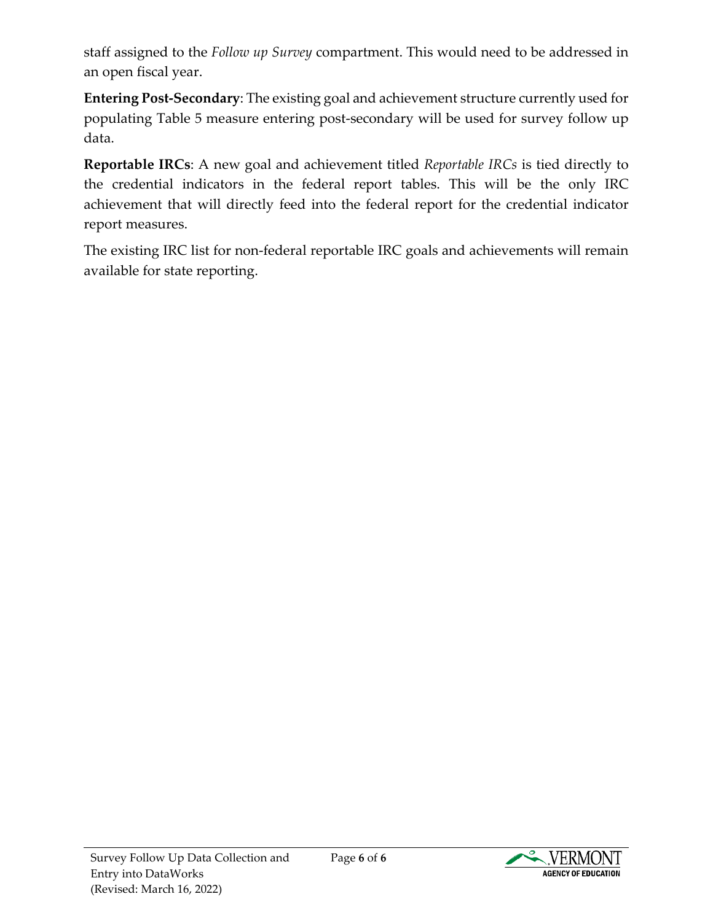staff assigned to the *Follow up Survey* compartment. This would need to be addressed in an open fiscal year.

**Entering Post-Secondary**: The existing goal and achievement structure currently used for populating Table 5 measure entering post-secondary will be used for survey follow up data.

**Reportable IRCs**: A new goal and achievement titled *Reportable IRCs* is tied directly to the credential indicators in the federal report tables. This will be the only IRC achievement that will directly feed into the federal report for the credential indicator report measures.

The existing IRC list for non-federal reportable IRC goals and achievements will remain available for state reporting.